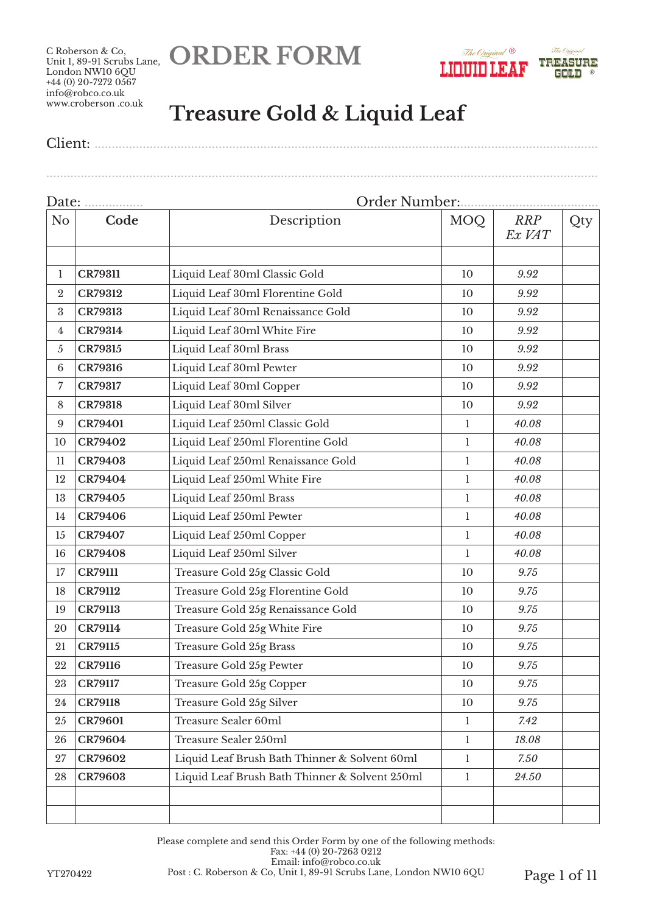C Roberson & Co,
Unit 1, 89-91 Scrubs Lane,
London NW10 6QU
+44 (0) 20-7272 0567
info@robco.co.uk
www.croberson .co.uk

# ORDER FORM

The Original® LIQUID LEAF — The Original TREASURE GOLD®

## Treasure Gold & Liquid Leaf

Client: ..........................................................................................

..........................................................................................

Date: ................. Order Number:.......................................

| No | Code | Description | MOQ | *RRP Ex VAT* | Qty |
|---|---|---|---|---|---|
| | | | | | |
| 1 | **CR79311** | Liquid Leaf 30ml Classic Gold | 10 | *9.92* | |
| 2 | **CR79312** | Liquid Leaf 30ml Florentine Gold | 10 | *9.92* | |
| 3 | **CR79313** | Liquid Leaf 30ml Renaissance Gold | 10 | *9.92* | |
| 4 | **CR79314** | Liquid Leaf 30ml White Fire | 10 | *9.92* | |
| 5 | **CR79315** | Liquid Leaf 30ml Brass | 10 | *9.92* | |
| 6 | **CR79316** | Liquid Leaf 30ml Pewter | 10 | *9.92* | |
| 7 | **CR79317** | Liquid Leaf 30ml Copper | 10 | *9.92* | |
| 8 | **CR79318** | Liquid Leaf 30ml Silver | 10 | *9.92* | |
| 9 | **CR79401** | Liquid Leaf 250ml Classic Gold | 1 | *40.08* | |
| 10 | **CR79402** | Liquid Leaf 250ml Florentine Gold | 1 | *40.08* | |
| 11 | **CR79403** | Liquid Leaf 250ml Renaissance Gold | 1 | *40.08* | |
| 12 | **CR79404** | Liquid Leaf 250ml White Fire | 1 | *40.08* | |
| 13 | **CR79405** | Liquid Leaf 250ml Brass | 1 | *40.08* | |
| 14 | **CR79406** | Liquid Leaf 250ml Pewter | 1 | *40.08* | |
| 15 | **CR79407** | Liquid Leaf 250ml Copper | 1 | *40.08* | |
| 16 | **CR79408** | Liquid Leaf 250ml Silver | 1 | *40.08* | |
| 17 | **CR79111** | Treasure Gold 25g Classic Gold | 10 | *9.75* | |
| 18 | **CR79112** | Treasure Gold 25g Florentine Gold | 10 | *9.75* | |
| 19 | **CR79113** | Treasure Gold 25g Renaissance Gold | 10 | *9.75* | |
| 20 | **CR79114** | Treasure Gold 25g White Fire | 10 | *9.75* | |
| 21 | **CR79115** | Treasure Gold 25g Brass | 10 | *9.75* | |
| 22 | **CR79116** | Treasure Gold 25g Pewter | 10 | *9.75* | |
| 23 | **CR79117** | Treasure Gold 25g Copper | 10 | *9.75* | |
| 24 | **CR79118** | Treasure Gold 25g Silver | 10 | *9.75* | |
| 25 | **CR79601** | Treasure Sealer 60ml | 1 | *7.42* | |
| 26 | **CR79604** | Treasure Sealer 250ml | 1 | *18.08* | |
| 27 | **CR79602** | Liquid Leaf Brush Bath Thinner & Solvent 60ml | 1 | *7.50* | |
| 28 | **CR79603** | Liquid Leaf Brush Bath Thinner & Solvent 250ml | 1 | *24.50* | |
| | | | | | |
| | | | | | |

Please complete and send this Order Form by one of the following methods:
Fax: +44 (0) 20-7263 0212
Email: info@robco.co.uk
Post : C. Roberson & Co, Unit 1, 89-91 Scrubs Lane, London NW10 6QU

YT270422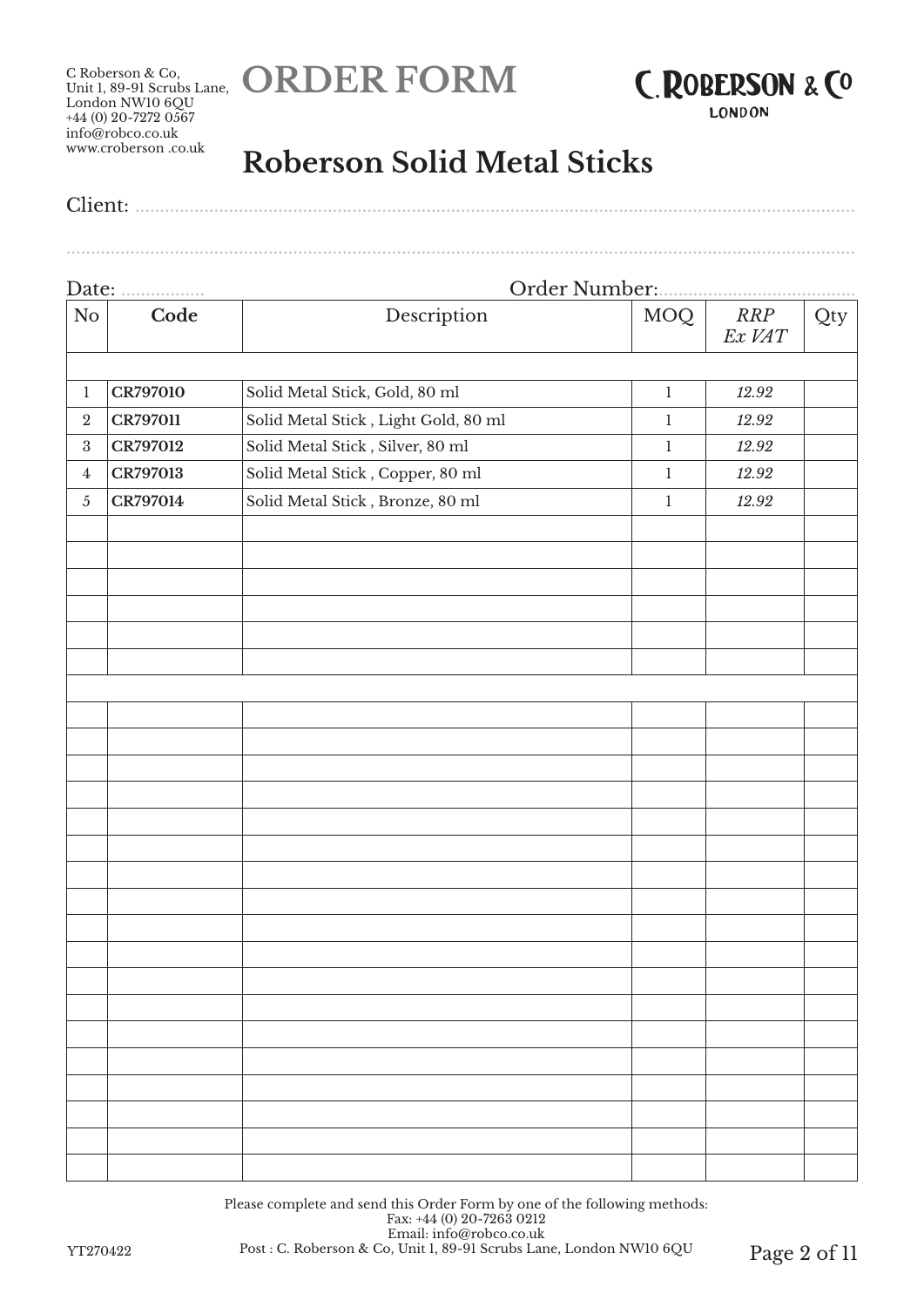C Roberson & Co,
Unit 1, 89-91 Scrubs Lane,
London NW10 6QU
+44 (0) 20-7272 0567
info@robco.co.uk
www.croberson .co.uk

# ORDER FORM

C.ROBERSON & Co
LONDON

## Roberson Solid Metal Sticks

Client: ...............................................................................................................................

...............................................................................................................................

Date: ................. Order Number:.......................................

| No | **Code** | Description | MOQ | *RRP Ex VAT* | Qty |
|---|---|---|---|---|---|
| | | | | | |
| 1 | **CR797010** | Solid Metal Stick, Gold, 80 ml | 1 | *12.92* | |
| 2 | **CR797011** | Solid Metal Stick , Light Gold, 80 ml | 1 | *12.92* | |
| 3 | **CR797012** | Solid Metal Stick , Silver, 80 ml | 1 | *12.92* | |
| 4 | **CR797013** | Solid Metal Stick , Copper, 80 ml | 1 | *12.92* | |
| 5 | **CR797014** | Solid Metal Stick , Bronze, 80 ml | 1 | *12.92* | |
| | | | | | |
| | | | | | |
| | | | | | |
| | | | | | |
| | | | | | |
| | | | | | |
| | | | | | |
| | | | | | |
| | | | | | |
| | | | | | |
| | | | | | |
| | | | | | |
| | | | | | |
| | | | | | |
| | | | | | |
| | | | | | |
| | | | | | |
| | | | | | |
| | | | | | |
| | | | | | |
| | | | | | |
| | | | | | |
| | | | | | |
| | | | | | |

Please complete and send this Order Form by one of the following methods:
Fax: +44 (0) 20-7263 0212
Email: info@robco.co.uk
Post : C. Roberson & Co, Unit 1, 89-91 Scrubs Lane, London NW10 6QU

YT270422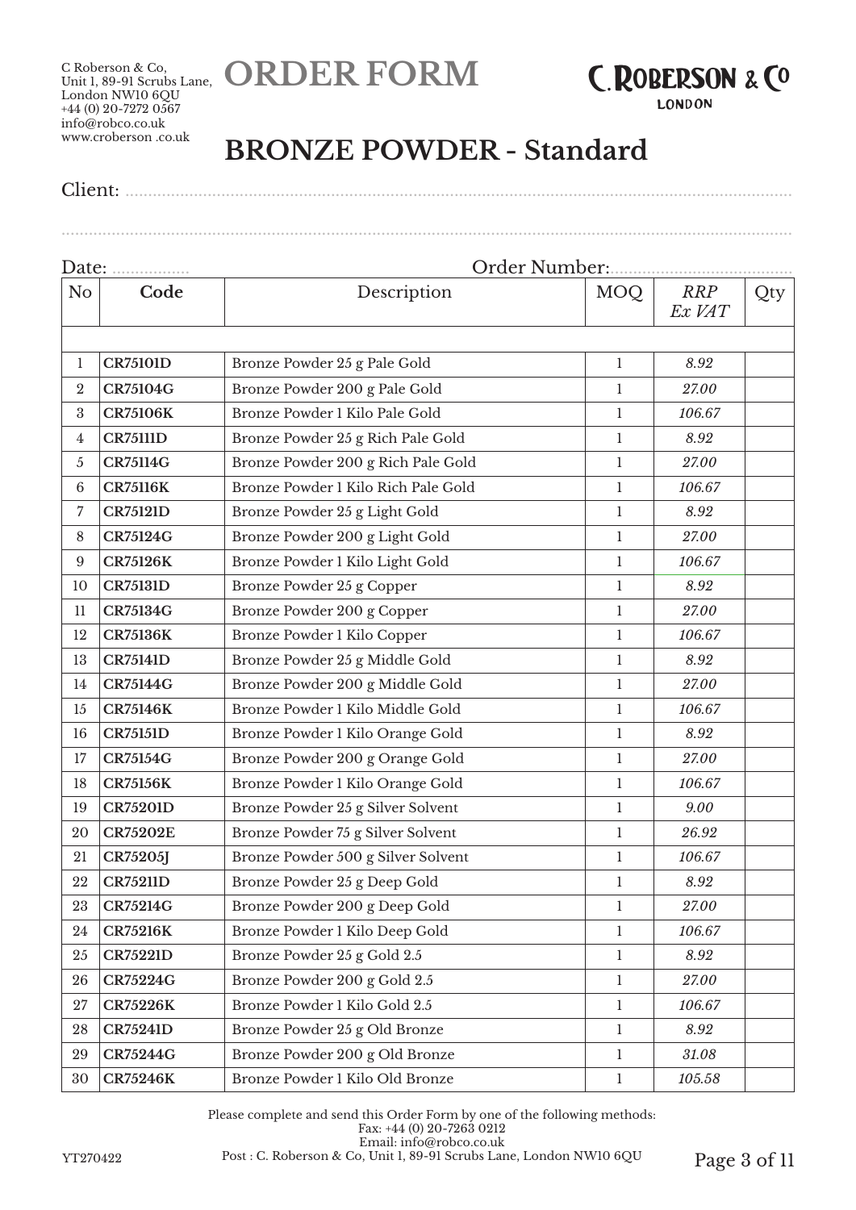C Roberson & Co,
Unit 1, 89-91 Scrubs Lane,
London NW10 6QU
+44 (0) 20-7272 0567
info@robco.co.uk
www.croberson .co.uk

# ORDER FORM

C.ROBERSON & Co
LONDON

## BRONZE POWDER - Standard

Client: ........................................................................................................................

........................................................................................................................

Date: ................. Order Number:......................................

| No | Code | Description | MOQ | *RRP Ex VAT* | Qty |
|---|---|---|---|---|---|
| | | | | | |
| 1 | **CR75101D** | Bronze Powder 25 g Pale Gold | 1 | *8.92* | |
| 2 | **CR75104G** | Bronze Powder 200 g Pale Gold | 1 | *27.00* | |
| 3 | **CR75106K** | Bronze Powder 1 Kilo Pale Gold | 1 | *106.67* | |
| 4 | **CR75111D** | Bronze Powder 25 g Rich Pale Gold | 1 | *8.92* | |
| 5 | **CR75114G** | Bronze Powder 200 g Rich Pale Gold | 1 | *27.00* | |
| 6 | **CR75116K** | Bronze Powder 1 Kilo Rich Pale Gold | 1 | *106.67* | |
| 7 | **CR75121D** | Bronze Powder 25 g Light Gold | 1 | *8.92* | |
| 8 | **CR75124G** | Bronze Powder 200 g Light Gold | 1 | *27.00* | |
| 9 | **CR75126K** | Bronze Powder 1 Kilo Light Gold | 1 | *106.67* | |
| 10 | **CR75131D** | Bronze Powder 25 g Copper | 1 | *8.92* | |
| 11 | **CR75134G** | Bronze Powder 200 g Copper | 1 | *27.00* | |
| 12 | **CR75136K** | Bronze Powder 1 Kilo Copper | 1 | *106.67* | |
| 13 | **CR75141D** | Bronze Powder 25 g Middle Gold | 1 | *8.92* | |
| 14 | **CR75144G** | Bronze Powder 200 g Middle Gold | 1 | *27.00* | |
| 15 | **CR75146K** | Bronze Powder 1 Kilo Middle Gold | 1 | *106.67* | |
| 16 | **CR75151D** | Bronze Powder 1 Kilo Orange Gold | 1 | *8.92* | |
| 17 | **CR75154G** | Bronze Powder 200 g Orange Gold | 1 | *27.00* | |
| 18 | **CR75156K** | Bronze Powder 1 Kilo Orange Gold | 1 | *106.67* | |
| 19 | **CR75201D** | Bronze Powder 25 g Silver Solvent | 1 | *9.00* | |
| 20 | **CR75202E** | Bronze Powder 75 g Silver Solvent | 1 | *26.92* | |
| 21 | **CR75205J** | Bronze Powder 500 g Silver Solvent | 1 | *106.67* | |
| 22 | **CR75211D** | Bronze Powder 25 g Deep Gold | 1 | *8.92* | |
| 23 | **CR75214G** | Bronze Powder 200 g Deep Gold | 1 | *27.00* | |
| 24 | **CR75216K** | Bronze Powder 1 Kilo Deep Gold | 1 | *106.67* | |
| 25 | **CR75221D** | Bronze Powder 25 g Gold 2.5 | 1 | *8.92* | |
| 26 | **CR75224G** | Bronze Powder 200 g Gold 2.5 | 1 | *27.00* | |
| 27 | **CR75226K** | Bronze Powder 1 Kilo Gold 2.5 | 1 | *106.67* | |
| 28 | **CR75241D** | Bronze Powder 25 g Old Bronze | 1 | *8.92* | |
| 29 | **CR75244G** | Bronze Powder 200 g Old Bronze | 1 | *31.08* | |
| 30 | **CR75246K** | Bronze Powder 1 Kilo Old Bronze | 1 | *105.58* | |

Please complete and send this Order Form by one of the following methods:
Fax: +44 (0) 20-7263 0212
Email: info@robco.co.uk
Post : C. Roberson & Co, Unit 1, 89-91 Scrubs Lane, London NW10 6QU

YT270422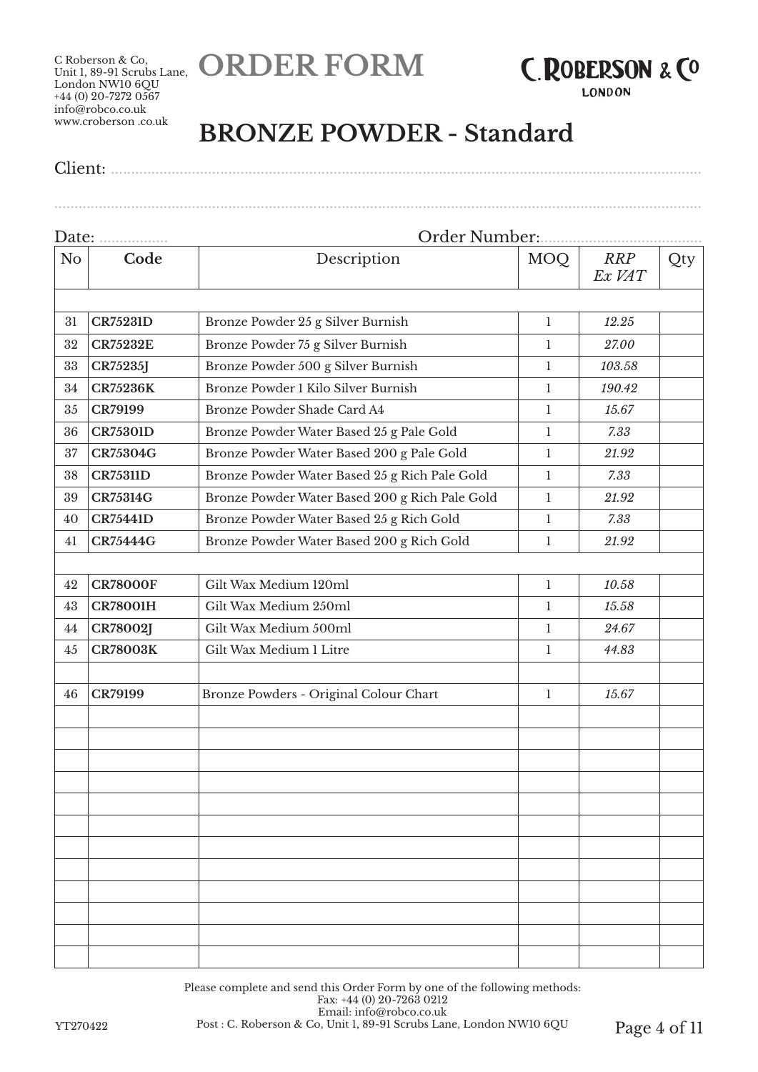C Roberson & Co,
Unit 1, 89-91 Scrubs Lane,
London NW10 6QU
+44 (0) 20-7272 0567
info@robco.co.uk
www.croberson .co.uk

# ORDER FORM

C. ROBERSON & Co
LONDON

## BRONZE POWDER - Standard

Client: ..............................................................................................................

..............................................................................................................

Date: ................. Order Number: .......................................

| No | Code | Description | MOQ | *RRP Ex VAT* | Qty |
|---|---|---|---|---|---|
| | | | | | |
| 31 | **CR75231D** | Bronze Powder 25 g Silver Burnish | 1 | *12.25* | |
| 32 | **CR75232E** | Bronze Powder 75 g Silver Burnish | 1 | *27.00* | |
| 33 | **CR75235J** | Bronze Powder 500 g Silver Burnish | 1 | *103.58* | |
| 34 | **CR75236K** | Bronze Powder 1 Kilo Silver Burnish | 1 | *190.42* | |
| 35 | **CR79199** | Bronze Powder Shade Card A4 | 1 | *15.67* | |
| 36 | **CR75301D** | Bronze Powder Water Based 25 g Pale Gold | 1 | *7.33* | |
| 37 | **CR75304G** | Bronze Powder Water Based 200 g Pale Gold | 1 | *21.92* | |
| 38 | **CR75311D** | Bronze Powder Water Based 25 g Rich Pale Gold | 1 | *7.33* | |
| 39 | **CR75314G** | Bronze Powder Water Based 200 g Rich Pale Gold | 1 | *21.92* | |
| 40 | **CR75441D** | Bronze Powder Water Based 25 g Rich Gold | 1 | *7.33* | |
| 41 | **CR75444G** | Bronze Powder Water Based 200 g Rich Gold | 1 | *21.92* | |
| | | | | | |
| 42 | **CR78000F** | Gilt Wax Medium 120ml | 1 | *10.58* | |
| 43 | **CR78001H** | Gilt Wax Medium 250ml | 1 | *15.58* | |
| 44 | **CR78002J** | Gilt Wax Medium 500ml | 1 | *24.67* | |
| 45 | **CR78003K** | Gilt Wax Medium 1 Litre | 1 | *44.83* | |
| | | | | | |
| 46 | **CR79199** | Bronze Powders - Original Colour Chart | 1 | *15.67* | |
| | | | | | |
| | | | | | |
| | | | | | |
| | | | | | |
| | | | | | |
| | | | | | |
| | | | | | |
| | | | | | |
| | | | | | |
| | | | | | |
| | | | | | |
| | | | | | |

Please complete and send this Order Form by one of the following methods:
Fax: +44 (0) 20-7263 0212
Email: info@robco.co.uk
Post : C. Roberson & Co, Unit 1, 89-91 Scrubs Lane, London NW10 6QU

YT270422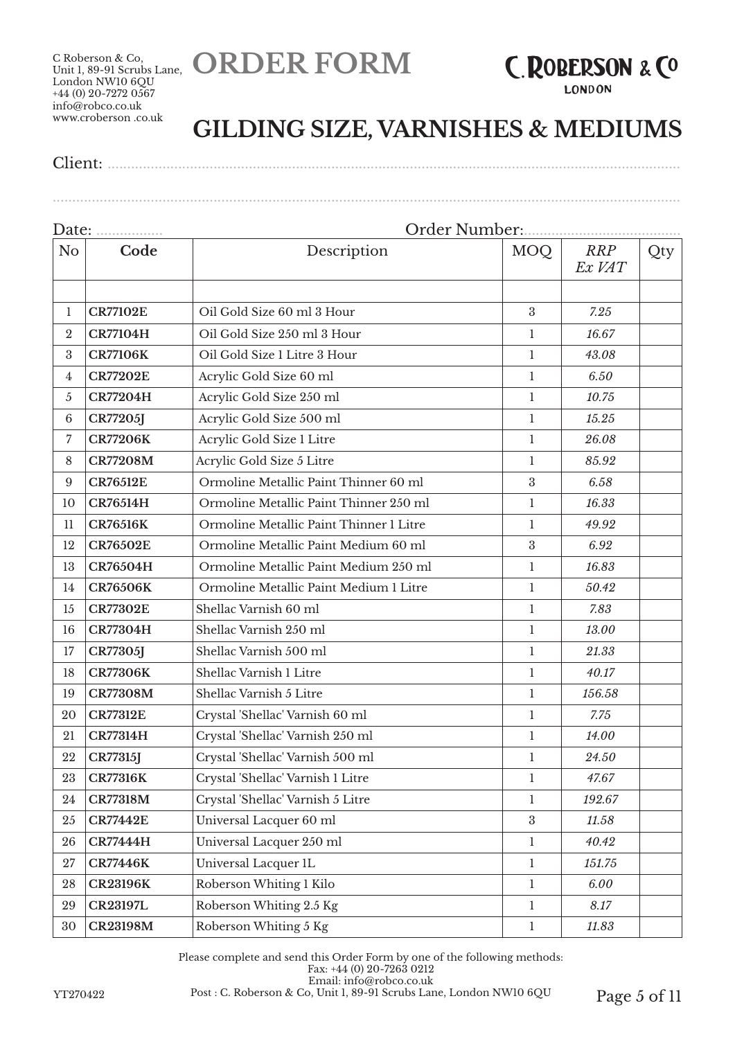C Roberson & Co,
Unit 1, 89-91 Scrubs Lane,
London NW10 6QU
+44 (0) 20-7272 0567
info@robco.co.uk
www.croberson .co.uk

# ORDER FORM

C. ROBERSON & Co
LONDON

## GILDING SIZE, VARNISHES & MEDIUMS

Client: ..............................................................................................................................

..............................................................................................................................

Date: ................. Order Number:.......................................

| No | Code | Description | MOQ | *RRP Ex VAT* | Qty |
|---|---|---|---|---|---|
| | | | | | |
| 1 | **CR77102E** | Oil Gold Size 60 ml 3 Hour | 3 | *7.25* | |
| 2 | **CR77104H** | Oil Gold Size 250 ml 3 Hour | 1 | *16.67* | |
| 3 | **CR77106K** | Oil Gold Size 1 Litre 3 Hour | 1 | *43.08* | |
| 4 | **CR77202E** | Acrylic Gold Size 60 ml | 1 | *6.50* | |
| 5 | **CR77204H** | Acrylic Gold Size 250 ml | 1 | *10.75* | |
| 6 | **CR77205J** | Acrylic Gold Size 500 ml | 1 | *15.25* | |
| 7 | **CR77206K** | Acrylic Gold Size 1 Litre | 1 | *26.08* | |
| 8 | **CR77208M** | Acrylic Gold Size 5 Litre | 1 | *85.92* | |
| 9 | **CR76512E** | Ormoline Metallic Paint Thinner 60 ml | 3 | *6.58* | |
| 10 | **CR76514H** | Ormoline Metallic Paint Thinner 250 ml | 1 | *16.33* | |
| 11 | **CR76516K** | Ormoline Metallic Paint Thinner 1 Litre | 1 | *49.92* | |
| 12 | **CR76502E** | Ormoline Metallic Paint Medium 60 ml | 3 | *6.92* | |
| 13 | **CR76504H** | Ormoline Metallic Paint Medium 250 ml | 1 | *16.83* | |
| 14 | **CR76506K** | Ormoline Metallic Paint Medium 1 Litre | 1 | *50.42* | |
| 15 | **CR77302E** | Shellac Varnish 60 ml | 1 | *7.83* | |
| 16 | **CR77304H** | Shellac Varnish 250 ml | 1 | *13.00* | |
| 17 | **CR77305J** | Shellac Varnish 500 ml | 1 | *21.33* | |
| 18 | **CR77306K** | Shellac Varnish 1 Litre | 1 | *40.17* | |
| 19 | **CR77308M** | Shellac Varnish 5 Litre | 1 | *156.58* | |
| 20 | **CR77312E** | Crystal 'Shellac' Varnish 60 ml | 1 | *7.75* | |
| 21 | **CR77314H** | Crystal 'Shellac' Varnish 250 ml | 1 | *14.00* | |
| 22 | **CR77315J** | Crystal 'Shellac' Varnish 500 ml | 1 | *24.50* | |
| 23 | **CR77316K** | Crystal 'Shellac' Varnish 1 Litre | 1 | *47.67* | |
| 24 | **CR77318M** | Crystal 'Shellac' Varnish 5 Litre | 1 | *192.67* | |
| 25 | **CR77442E** | Universal Lacquer 60 ml | 3 | *11.58* | |
| 26 | **CR77444H** | Universal Lacquer 250 ml | 1 | *40.42* | |
| 27 | **CR77446K** | Universal Lacquer 1L | 1 | *151.75* | |
| 28 | **CR23196K** | Roberson Whiting 1 Kilo | 1 | *6.00* | |
| 29 | **CR23197L** | Roberson Whiting 2.5 Kg | 1 | *8.17* | |
| 30 | **CR23198M** | Roberson Whiting 5 Kg | 1 | *11.83* | |

Please complete and send this Order Form by one of the following methods:
Fax: +44 (0) 20-7263 0212
Email: info@robco.co.uk
Post : C. Roberson & Co, Unit 1, 89-91 Scrubs Lane, London NW10 6QU

YT270422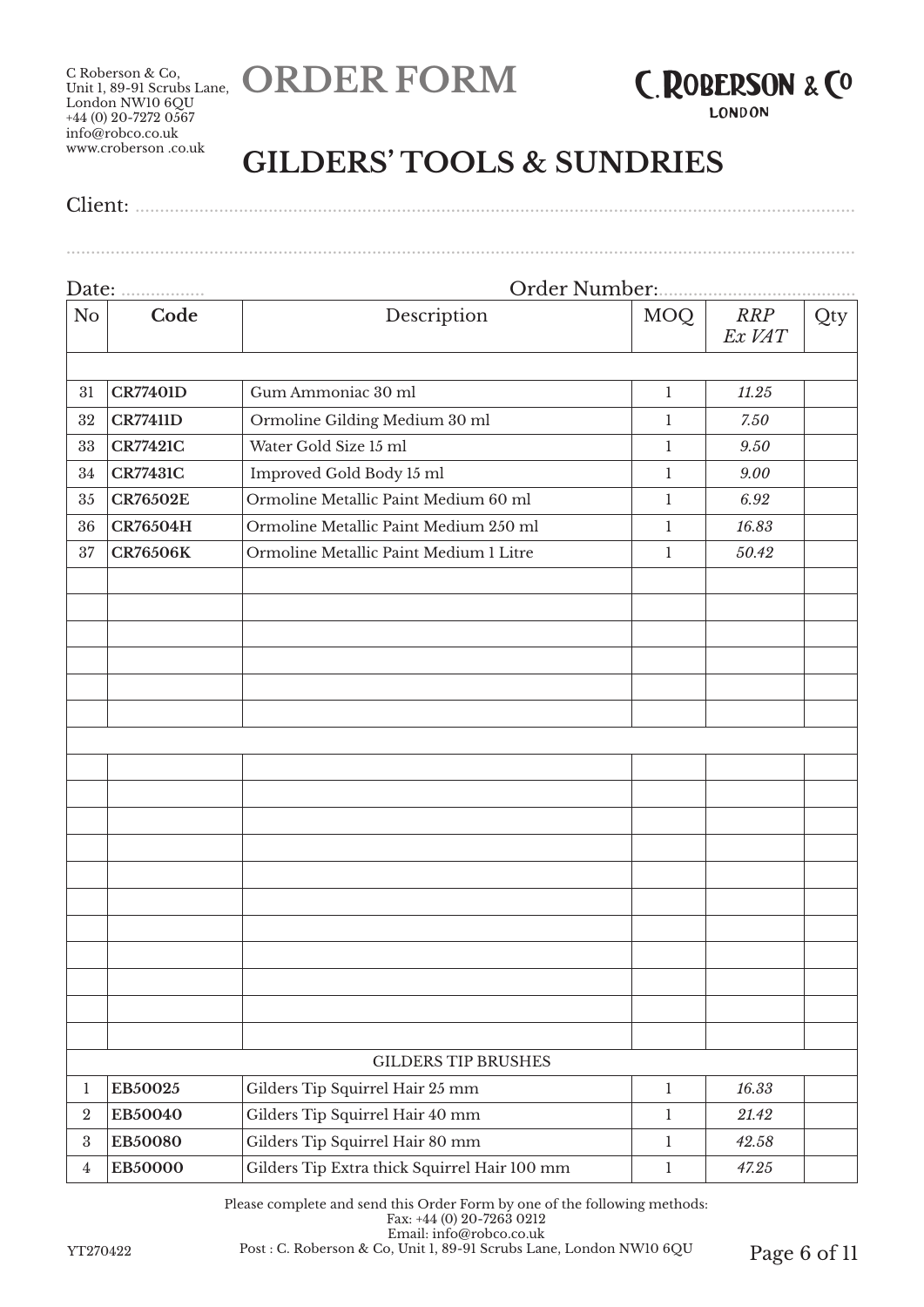C Roberson & Co,
Unit 1, 89-91 Scrubs Lane,
London NW10 6QU
+44 (0) 20-7272 0567
info@robco.co.uk
www.croberson .co.uk

# ORDER FORM

C. ROBERSON & CO
LONDON

## GILDERS' TOOLS & SUNDRIES

Client: ..........................................................................................................................................

..........................................................................................................................................................

Date: ................. Order Number:.......................................

| No | Code | Description | MOQ | *RRP Ex VAT* | Qty |
|---|---|---|---|---|---|
| | | | | | |
| 31 | **CR77401D** | Gum Ammoniac 30 ml | 1 | *11.25* | |
| 32 | **CR77411D** | Ormoline Gilding Medium 30 ml | 1 | *7.50* | |
| 33 | **CR77421C** | Water Gold Size 15 ml | 1 | *9.50* | |
| 34 | **CR77431C** | Improved Gold Body 15 ml | 1 | *9.00* | |
| 35 | **CR76502E** | Ormoline Metallic Paint Medium 60 ml | 1 | *6.92* | |
| 36 | **CR76504H** | Ormoline Metallic Paint Medium 250 ml | 1 | *16.83* | |
| 37 | **CR76506K** | Ormoline Metallic Paint Medium 1 Litre | 1 | *50.42* | |
| | | | | | |
| | | | | | |
| | | | | | |
| | | | | | |
| | | | | | |
| | | | | | |
| | | | | | |
| | | | | | |
| | | | | | |
| | | | | | |
| | | | | | |
| | | | | | |
| | | | | | |
| | | | | | |
| | | | | | |
| | | | | | |
| | | | | | |
| | | | | | |
| | | GILDERS TIP BRUSHES | | | |
| 1 | **EB50025** | Gilders Tip Squirrel Hair 25 mm | 1 | *16.33* | |
| 2 | **EB50040** | Gilders Tip Squirrel Hair 40 mm | 1 | *21.42* | |
| 3 | **EB50080** | Gilders Tip Squirrel Hair 80 mm | 1 | *42.58* | |
| 4 | **EB50000** | Gilders Tip Extra thick Squirrel Hair 100 mm | 1 | *47.25* | |

Please complete and send this Order Form by one of the following methods:
Fax: +44 (0) 20-7263 0212
Email: info@robco.co.uk
Post : C. Roberson & Co, Unit 1, 89-91 Scrubs Lane, London NW10 6QU

YT270422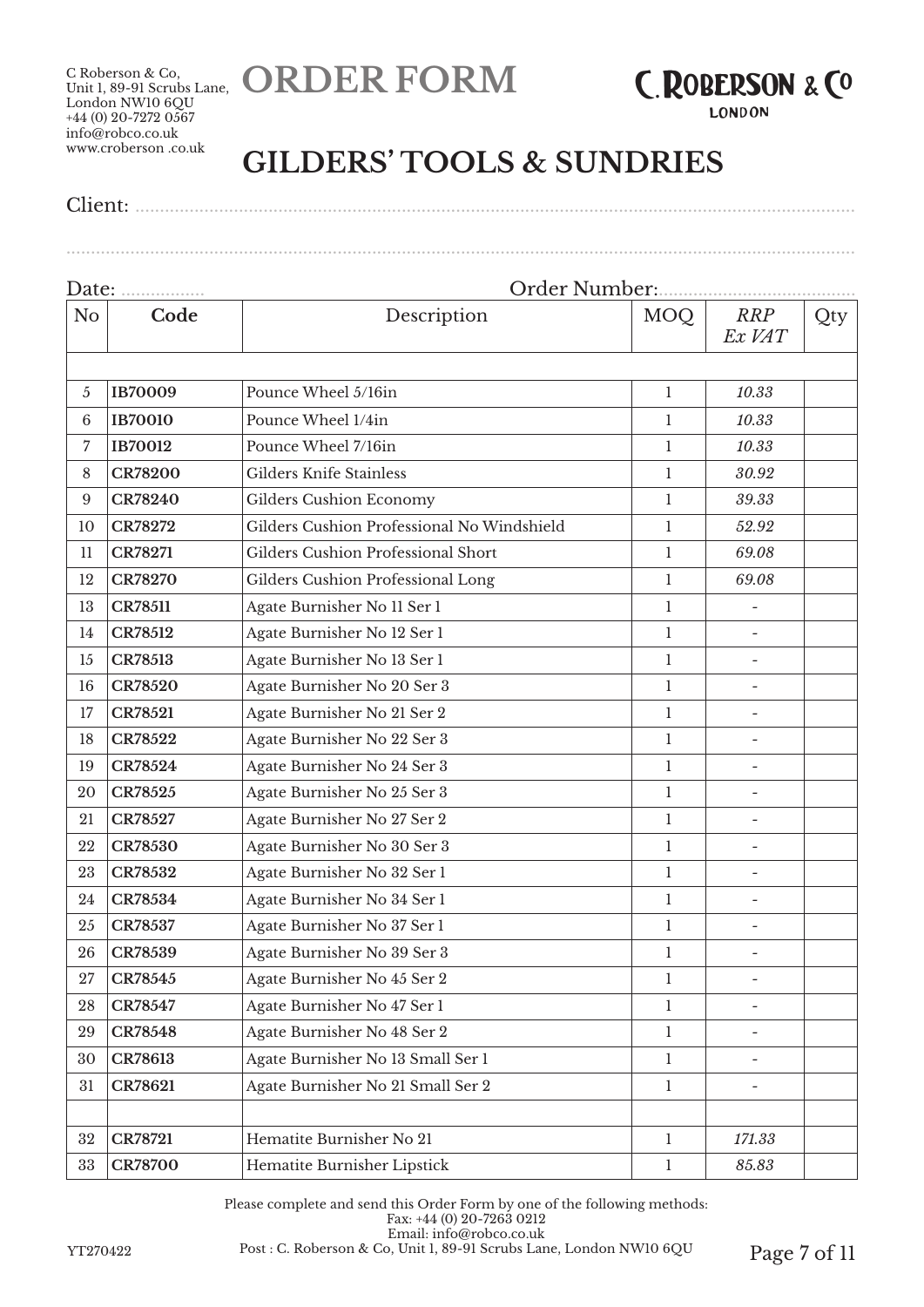C Roberson & Co,
Unit 1, 89-91 Scrubs Lane,
London NW10 6QU
+44 (0) 20-7272 0567
info@robco.co.uk
www.croberson .co.uk

# ORDER FORM

C.ROBERSON & Co
LONDON

## GILDERS' TOOLS & SUNDRIES

Client: ..................................................................................................................................

..................................................................................................................................

Date: ................. Order Number:......................................

| No | Code | Description | MOQ | *RRP Ex VAT* | Qty |
|---|---|---|---|---|---|
| | | | | | |
| 5 | **IB70009** | Pounce Wheel 5/16in | 1 | *10.33* | |
| 6 | **IB70010** | Pounce Wheel 1/4in | 1 | *10.33* | |
| 7 | **IB70012** | Pounce Wheel 7/16in | 1 | *10.33* | |
| 8 | **CR78200** | Gilders Knife Stainless | 1 | *30.92* | |
| 9 | **CR78240** | Gilders Cushion Economy | 1 | *39.33* | |
| 10 | **CR78272** | Gilders Cushion Professional No Windshield | 1 | *52.92* | |
| 11 | **CR78271** | Gilders Cushion Professional Short | 1 | *69.08* | |
| 12 | **CR78270** | Gilders Cushion Professional Long | 1 | *69.08* | |
| 13 | **CR78511** | Agate Burnisher No 11 Ser 1 | 1 | - | |
| 14 | **CR78512** | Agate Burnisher No 12 Ser 1 | 1 | - | |
| 15 | **CR78513** | Agate Burnisher No 13 Ser 1 | 1 | - | |
| 16 | **CR78520** | Agate Burnisher No 20 Ser 3 | 1 | - | |
| 17 | **CR78521** | Agate Burnisher No 21 Ser 2 | 1 | - | |
| 18 | **CR78522** | Agate Burnisher No 22 Ser 3 | 1 | - | |
| 19 | **CR78524** | Agate Burnisher No 24 Ser 3 | 1 | - | |
| 20 | **CR78525** | Agate Burnisher No 25 Ser 3 | 1 | - | |
| 21 | **CR78527** | Agate Burnisher No 27 Ser 2 | 1 | - | |
| 22 | **CR78530** | Agate Burnisher No 30 Ser 3 | 1 | - | |
| 23 | **CR78532** | Agate Burnisher No 32 Ser 1 | 1 | - | |
| 24 | **CR78534** | Agate Burnisher No 34 Ser 1 | 1 | - | |
| 25 | **CR78537** | Agate Burnisher No 37 Ser 1 | 1 | - | |
| 26 | **CR78539** | Agate Burnisher No 39 Ser 3 | 1 | - | |
| 27 | **CR78545** | Agate Burnisher No 45 Ser 2 | 1 | - | |
| 28 | **CR78547** | Agate Burnisher No 47 Ser 1 | 1 | - | |
| 29 | **CR78548** | Agate Burnisher No 48 Ser 2 | 1 | - | |
| 30 | **CR78613** | Agate Burnisher No 13 Small Ser 1 | 1 | - | |
| 31 | **CR78621** | Agate Burnisher No 21 Small Ser 2 | 1 | - | |
| | | | | | |
| 32 | **CR78721** | Hematite Burnisher No 21 | 1 | *171.33* | |
| 33 | **CR78700** | Hematite Burnisher Lipstick | 1 | *85.83* | |

Please complete and send this Order Form by one of the following methods:
Fax: +44 (0) 20-7263 0212
Email: info@robco.co.uk
Post : C. Roberson & Co, Unit 1, 89-91 Scrubs Lane, London NW10 6QU

YT270422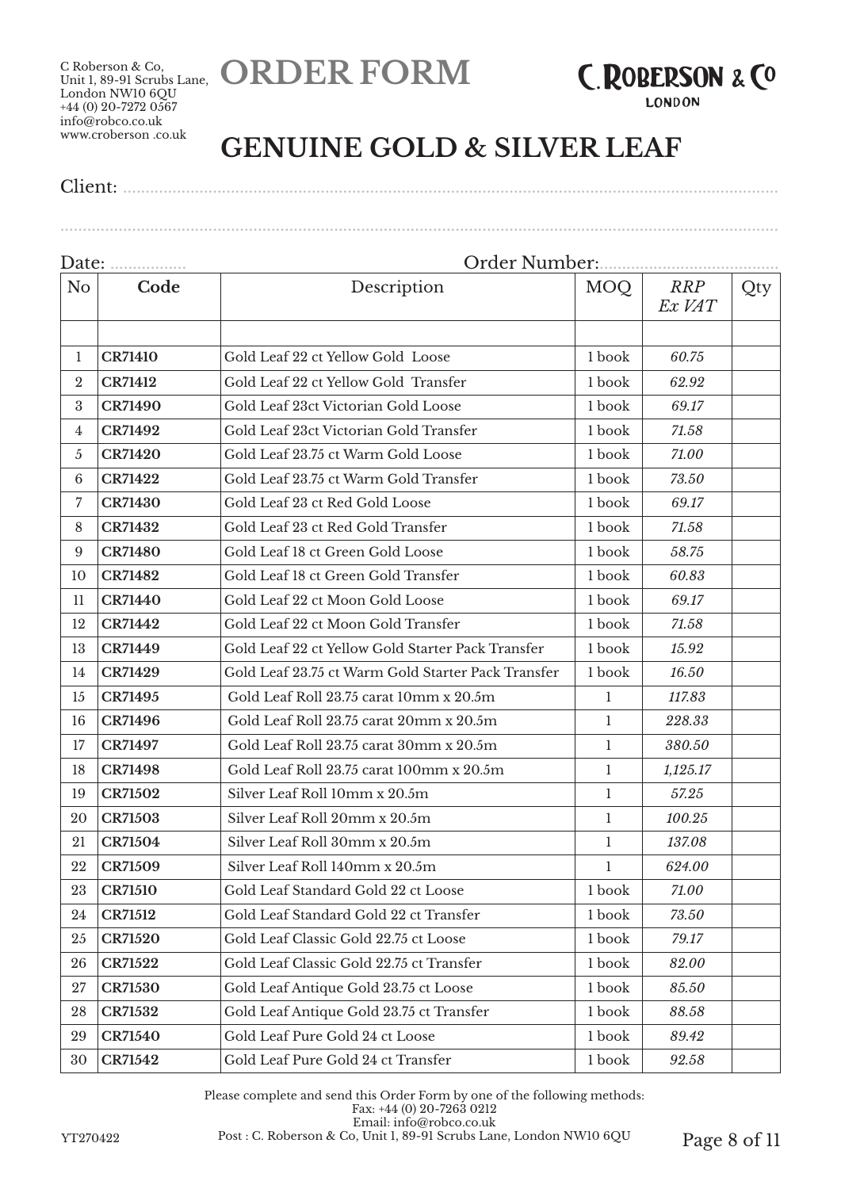C Roberson & Co,
Unit 1, 89-91 Scrubs Lane,
London NW10 6QU
+44 (0) 20-7272 0567
info@robco.co.uk
www.croberson .co.uk

# ORDER FORM

C. ROBERSON & CO
LONDON

## GENUINE GOLD & SILVER LEAF

Client: ..............................................................................................................

..........................................................................................................................

Date: ................. Order Number:.......................................

| No | Code | Description | MOQ | *RRP Ex VAT* | Qty |
|---|---|---|---|---|---|
| | | | | | |
| 1 | **CR71410** | Gold Leaf 22 ct Yellow Gold Loose | 1 book | *60.75* | |
| 2 | **CR71412** | Gold Leaf 22 ct Yellow Gold Transfer | 1 book | *62.92* | |
| 3 | **CR71490** | Gold Leaf 23ct Victorian Gold Loose | 1 book | *69.17* | |
| 4 | **CR71492** | Gold Leaf 23ct Victorian Gold Transfer | 1 book | *71.58* | |
| 5 | **CR71420** | Gold Leaf 23.75 ct Warm Gold Loose | 1 book | *71.00* | |
| 6 | **CR71422** | Gold Leaf 23.75 ct Warm Gold Transfer | 1 book | *73.50* | |
| 7 | **CR71430** | Gold Leaf 23 ct Red Gold Loose | 1 book | *69.17* | |
| 8 | **CR71432** | Gold Leaf 23 ct Red Gold Transfer | 1 book | *71.58* | |
| 9 | **CR71480** | Gold Leaf 18 ct Green Gold Loose | 1 book | *58.75* | |
| 10 | **CR71482** | Gold Leaf 18 ct Green Gold Transfer | 1 book | *60.83* | |
| 11 | **CR71440** | Gold Leaf 22 ct Moon Gold Loose | 1 book | *69.17* | |
| 12 | **CR71442** | Gold Leaf 22 ct Moon Gold Transfer | 1 book | *71.58* | |
| 13 | **CR71449** | Gold Leaf 22 ct Yellow Gold Starter Pack Transfer | 1 book | *15.92* | |
| 14 | **CR71429** | Gold Leaf 23.75 ct Warm Gold Starter Pack Transfer | 1 book | *16.50* | |
| 15 | **CR71495** | Gold Leaf Roll 23.75 carat 10mm x 20.5m | 1 | *117.83* | |
| 16 | **CR71496** | Gold Leaf Roll 23.75 carat 20mm x 20.5m | 1 | *228.33* | |
| 17 | **CR71497** | Gold Leaf Roll 23.75 carat 30mm x 20.5m | 1 | *380.50* | |
| 18 | **CR71498** | Gold Leaf Roll 23.75 carat 100mm x 20.5m | 1 | *1,125.17* | |
| 19 | **CR71502** | Silver Leaf Roll 10mm x 20.5m | 1 | *57.25* | |
| 20 | **CR71503** | Silver Leaf Roll 20mm x 20.5m | 1 | *100.25* | |
| 21 | **CR71504** | Silver Leaf Roll 30mm x 20.5m | 1 | *137.08* | |
| 22 | **CR71509** | Silver Leaf Roll 140mm x 20.5m | 1 | *624.00* | |
| 23 | **CR71510** | Gold Leaf Standard Gold 22 ct Loose | 1 book | *71.00* | |
| 24 | **CR71512** | Gold Leaf Standard Gold 22 ct Transfer | 1 book | *73.50* | |
| 25 | **CR71520** | Gold Leaf Classic Gold 22.75 ct Loose | 1 book | *79.17* | |
| 26 | **CR71522** | Gold Leaf Classic Gold 22.75 ct Transfer | 1 book | *82.00* | |
| 27 | **CR71530** | Gold Leaf Antique Gold 23.75 ct Loose | 1 book | *85.50* | |
| 28 | **CR71532** | Gold Leaf Antique Gold 23.75 ct Transfer | 1 book | *88.58* | |
| 29 | **CR71540** | Gold Leaf Pure Gold 24 ct Loose | 1 book | *89.42* | |
| 30 | **CR71542** | Gold Leaf Pure Gold 24 ct Transfer | 1 book | *92.58* | |

Please complete and send this Order Form by one of the following methods:
Fax: +44 (0) 20-7263 0212
Email: info@robco.co.uk
Post : C. Roberson & Co, Unit 1, 89-91 Scrubs Lane, London NW10 6QU

YT270422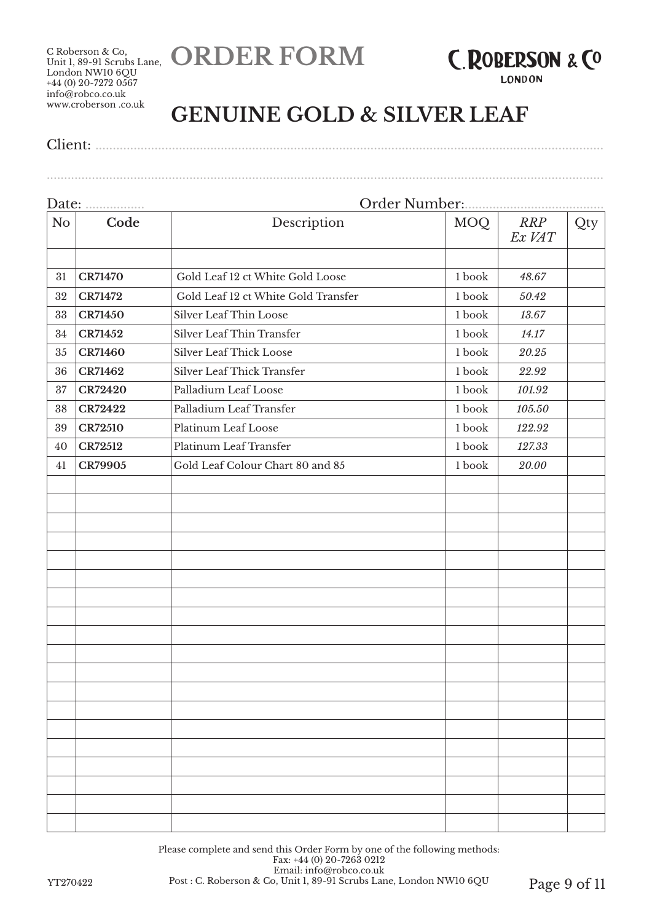C Roberson & Co,
Unit 1, 89-91 Scrubs Lane,
London NW10 6QU
+44 (0) 20-7272 0567
info@robco.co.uk
www.croberson .co.uk

# ORDER FORM

C.ROBERSON & Co
LONDON

## GENUINE GOLD & SILVER LEAF

Client: ..........................................................................................................................................

..........................................................................................................................................................

Date: ................. Order Number:......................................

| No | Code | Description | MOQ | *RRP Ex VAT* | Qty |
|---|---|---|---|---|---|
| | | | | | |
| 31 | **CR71470** | Gold Leaf 12 ct White Gold Loose | 1 book | *48.67* | |
| 32 | **CR71472** | Gold Leaf 12 ct White Gold Transfer | 1 book | *50.42* | |
| 33 | **CR71450** | Silver Leaf Thin Loose | 1 book | *13.67* | |
| 34 | **CR71452** | Silver Leaf Thin Transfer | 1 book | *14.17* | |
| 35 | **CR71460** | Silver Leaf Thick Loose | 1 book | *20.25* | |
| 36 | **CR71462** | Silver Leaf Thick Transfer | 1 book | *22.92* | |
| 37 | **CR72420** | Palladium Leaf Loose | 1 book | *101.92* | |
| 38 | **CR72422** | Palladium Leaf Transfer | 1 book | *105.50* | |
| 39 | **CR72510** | Platinum Leaf Loose | 1 book | *122.92* | |
| 40 | **CR72512** | Platinum Leaf Transfer | 1 book | *127.33* | |
| 41 | **CR79905** | Gold Leaf Colour Chart 80 and 85 | 1 book | *20.00* | |
| | | | | | |
| | | | | | |
| | | | | | |
| | | | | | |
| | | | | | |
| | | | | | |
| | | | | | |
| | | | | | |
| | | | | | |
| | | | | | |
| | | | | | |
| | | | | | |
| | | | | | |
| | | | | | |
| | | | | | |
| | | | | | |
| | | | | | |
| | | | | | |
| | | | | | |

Please complete and send this Order Form by one of the following methods:
Fax: +44 (0) 20-7263 0212
Email: info@robco.co.uk
Post : C. Roberson & Co, Unit 1, 89-91 Scrubs Lane, London NW10 6QU

YT270422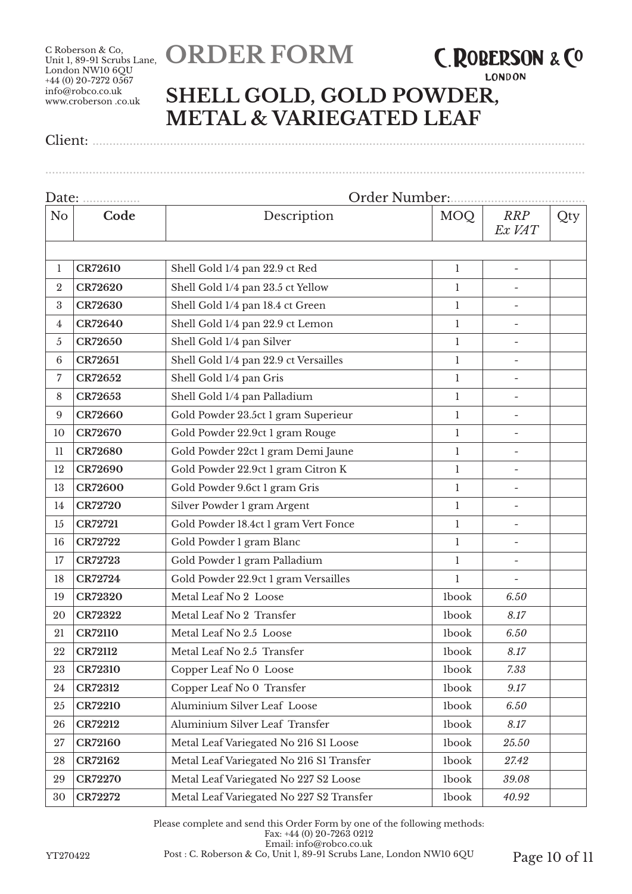C Roberson & Co,
Unit 1, 89-91 Scrubs Lane,
London NW10 6QU
+44 (0) 20-7272 0567
info@robco.co.uk
www.croberson .co.uk

# ORDER FORM

C.ROBERSON & Co
LONDON

## SHELL GOLD, GOLD POWDER, METAL & VARIEGATED LEAF

Client: ..................................................................................................................................

..............................................................................................................................................

Date: ................. Order Number:.......................................

| No | Code | Description | MOQ | *RRP Ex VAT* | Qty |
|---|---|---|---|---|---|
| | | | | | |
| 1 | **CR72610** | Shell Gold 1/4 pan 22.9 ct Red | 1 | - | |
| 2 | **CR72620** | Shell Gold 1/4 pan 23.5 ct Yellow | 1 | - | |
| 3 | **CR72630** | Shell Gold 1/4 pan 18.4 ct Green | 1 | - | |
| 4 | **CR72640** | Shell Gold 1/4 pan 22.9 ct Lemon | 1 | - | |
| 5 | **CR72650** | Shell Gold 1/4 pan Silver | 1 | - | |
| 6 | **CR72651** | Shell Gold 1/4 pan 22.9 ct Versailles | 1 | - | |
| 7 | **CR72652** | Shell Gold 1/4 pan Gris | 1 | - | |
| 8 | **CR72653** | Shell Gold 1/4 pan Palladium | 1 | - | |
| 9 | **CR72660** | Gold Powder 23.5ct 1 gram Superieur | 1 | - | |
| 10 | **CR72670** | Gold Powder 22.9ct 1 gram Rouge | 1 | - | |
| 11 | **CR72680** | Gold Powder 22ct 1 gram Demi Jaune | 1 | - | |
| 12 | **CR72690** | Gold Powder 22.9ct 1 gram Citron K | 1 | - | |
| 13 | **CR72600** | Gold Powder 9.6ct 1 gram Gris | 1 | - | |
| 14 | **CR72720** | Silver Powder 1 gram Argent | 1 | - | |
| 15 | **CR72721** | Gold Powder 18.4ct 1 gram Vert Fonce | 1 | - | |
| 16 | **CR72722** | Gold Powder 1 gram Blanc | 1 | - | |
| 17 | **CR72723** | Gold Powder 1 gram Palladium | 1 | - | |
| 18 | **CR72724** | Gold Powder 22.9ct 1 gram Versailles | 1 | - | |
| 19 | **CR72320** | Metal Leaf No 2 Loose | 1book | *6.50* | |
| 20 | **CR72322** | Metal Leaf No 2 Transfer | 1book | *8.17* | |
| 21 | **CR72110** | Metal Leaf No 2.5 Loose | 1book | *6.50* | |
| 22 | **CR72112** | Metal Leaf No 2.5 Transfer | 1book | *8.17* | |
| 23 | **CR72310** | Copper Leaf No 0 Loose | 1book | *7.33* | |
| 24 | **CR72312** | Copper Leaf No 0 Transfer | 1book | *9.17* | |
| 25 | **CR72210** | Aluminium Silver Leaf Loose | 1book | *6.50* | |
| 26 | **CR72212** | Aluminium Silver Leaf Transfer | 1book | *8.17* | |
| 27 | **CR72160** | Metal Leaf Variegated No 216 S1 Loose | 1book | *25.50* | |
| 28 | **CR72162** | Metal Leaf Variegated No 216 S1 Transfer | 1book | *27.42* | |
| 29 | **CR72270** | Metal Leaf Variegated No 227 S2 Loose | 1book | *39.08* | |
| 30 | **CR72272** | Metal Leaf Variegated No 227 S2 Transfer | 1book | *40.92* | |

Please complete and send this Order Form by one of the following methods:
Fax: +44 (0) 20-7263 0212
Email: info@robco.co.uk
Post : C. Roberson & Co, Unit 1, 89-91 Scrubs Lane, London NW10 6QU

YT270422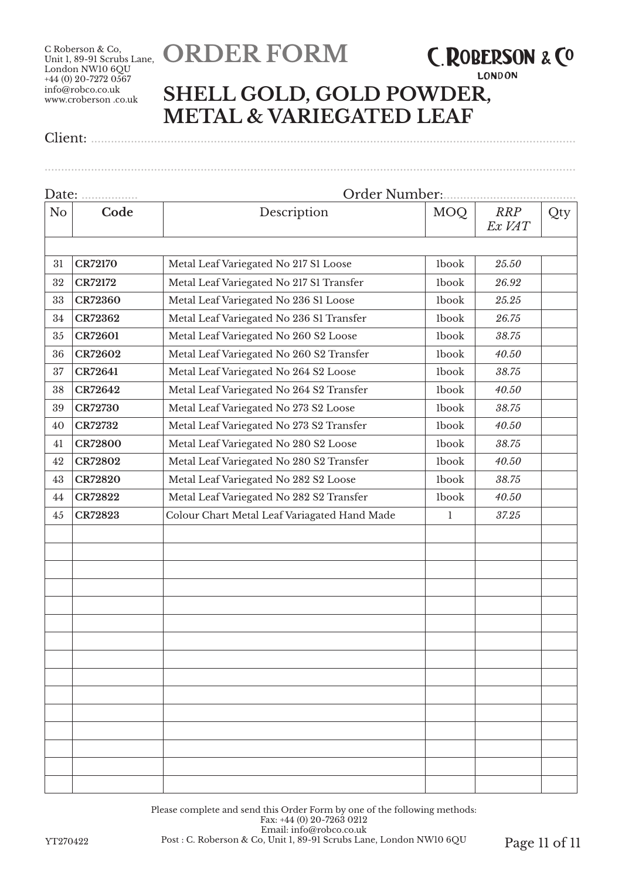C Roberson & Co,
Unit 1, 89-91 Scrubs Lane,
London NW10 6QU
+44 (0) 20-7272 0567
info@robco.co.uk
www.croberson .co.uk

# ORDER FORM

C. ROBERSON & Co
LONDON

## SHELL GOLD, GOLD POWDER, METAL & VARIEGATED LEAF

Client: ..............................................................................................................................

..............................................................................................................................

Date: ................. Order Number:......................................

| No | Code | Description | MOQ | *RRP Ex VAT* | Qty |
|---|---|---|---|---|---|
| | | | | | |
| 31 | **CR72170** | Metal Leaf Variegated No 217 S1 Loose | 1book | *25.50* | |
| 32 | **CR72172** | Metal Leaf Variegated No 217 S1 Transfer | 1book | *26.92* | |
| 33 | **CR72360** | Metal Leaf Variegated No 236 S1 Loose | 1book | *25.25* | |
| 34 | **CR72362** | Metal Leaf Variegated No 236 S1 Transfer | 1book | *26.75* | |
| 35 | **CR72601** | Metal Leaf Variegated No 260 S2 Loose | 1book | *38.75* | |
| 36 | **CR72602** | Metal Leaf Variegated No 260 S2 Transfer | 1book | *40.50* | |
| 37 | **CR72641** | Metal Leaf Variegated No 264 S2 Loose | 1book | *38.75* | |
| 38 | **CR72642** | Metal Leaf Variegated No 264 S2 Transfer | 1book | *40.50* | |
| 39 | **CR72730** | Metal Leaf Variegated No 273 S2 Loose | 1book | *38.75* | |
| 40 | **CR72732** | Metal Leaf Variegated No 273 S2 Transfer | 1book | *40.50* | |
| 41 | **CR72800** | Metal Leaf Variegated No 280 S2 Loose | 1book | *38.75* | |
| 42 | **CR72802** | Metal Leaf Variegated No 280 S2 Transfer | 1book | *40.50* | |
| 43 | **CR72820** | Metal Leaf Variegated No 282 S2 Loose | 1book | *38.75* | |
| 44 | **CR72822** | Metal Leaf Variegated No 282 S2 Transfer | 1book | *40.50* | |
| 45 | **CR72823** | Colour Chart Metal Leaf Variagated Hand Made | 1 | *37.25* | |
| | | | | | |
| | | | | | |
| | | | | | |
| | | | | | |
| | | | | | |
| | | | | | |
| | | | | | |
| | | | | | |
| | | | | | |
| | | | | | |
| | | | | | |
| | | | | | |
| | | | | | |
| | | | | | |
| | | | | | |

Please complete and send this Order Form by one of the following methods:
Fax: +44 (0) 20-7263 0212
Email: info@robco.co.uk
Post : C. Roberson & Co, Unit 1, 89-91 Scrubs Lane, London NW10 6QU

YT270422